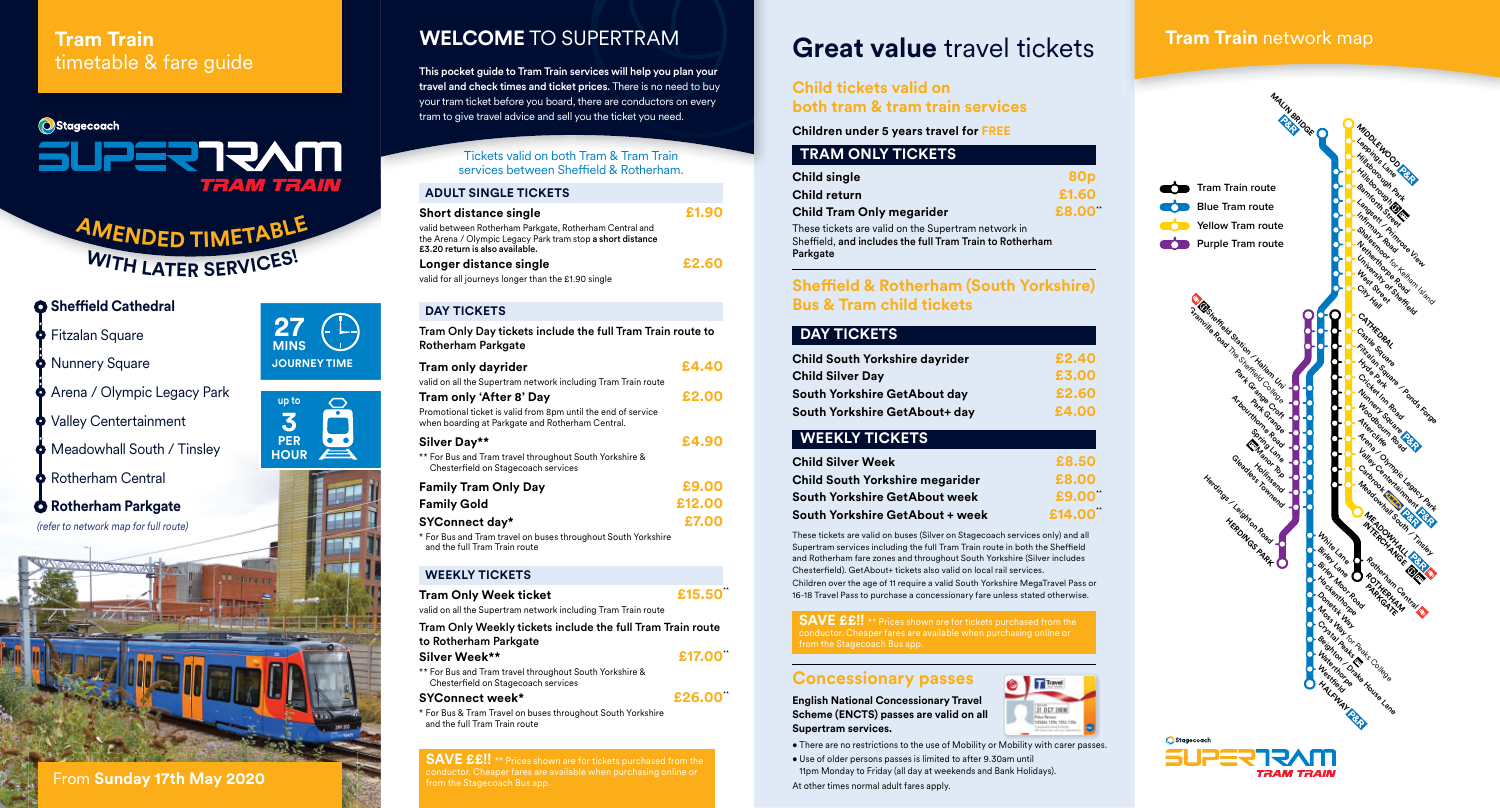# Tram Train timetable & fare guide

Stagecoach

SUPERTRAM TRAM TRAIN

**AMENDED TIMETABLE WITH LATER SERVICES!**

- **Sheffield Cathedral**
- Fitzalan Square
- Nunnery Square
- Arena / Olympic Legacy Park
- Valley Centertainment
- Meadowhall South / Tinsley
- Rotherham Central
- **Rotherham Parkgate**

*(refer to network map for full route)*

**27 MINS** JOURNEY TIME

**up to 3 PER HOUR**

From **Sunday 17th May 2020**

## WELCOME TO SUPERTRAM

**This pocket guide to Tram Train services will help you plan your travel and check times and ticket prices.** There is no need to buy your tram ticket before you board, there are conductors on every tram to give travel advice and sell you the ticket you need.

Tickets valid on both Tram & Tram Train services between Sheffield & Rotherham.

### ADULT SINGLE TICKETS

| Ticket | Price |
|---|---|
| **Short distance single**<br>valid between Rotherham Parkgate, Rotherham Central and the Arena / Olympic Legacy Park tram stop **a short distance £3.20 return is also available.** | £1.90 |
| **Longer distance single**<br>valid for all journeys longer than the £1.90 single | £2.60 |

### DAY TICKETS

**Tram Only Day tickets include the full Tram Train route to Rotherham Parkgate**

| Ticket | Price |
|---|---|
| **Tram only dayrider**<br>valid on all the Supertram network including Tram Train route | £4.40 |
| **Tram only 'After 8' Day**<br>Promotional ticket is valid from 8pm until the end of service when boarding at Parkgate and Rotherham Central. | £2.00 |
| **Silver Day\*\***<br>\*\* For Bus and Tram travel throughout South Yorkshire & Chesterfield on Stagecoach services | £4.90 |
| **Family Tram Only Day** | £9.00 |
| **Family Gold** | £12.00 |
| **SYConnect day\*** | £7.00 |

\* For Bus and Tram travel on buses throughout South Yorkshire and the full Tram Train route

### WEEKLY TICKETS

| Ticket | Price |
|---|---|
| **Tram Only Week ticket**<br>valid on all the Supertram network including Tram Train route | £15.50\*\* |

**Tram Only Weekly tickets include the full Tram Train route to Rotherham Parkgate**

| Ticket | Price |
|---|---|
| **Silver Week\*\***<br>\*\* For Bus and Tram travel throughout South Yorkshire & Chesterfield on Stagecoach services | £17.00\*\* |
| **SYConnect week\*** | £26.00\*\* |

\* For Bus & Tram Travel on buses throughout South Yorkshire and the full Tram Train route

**SAVE ££!!** \*\* Prices shown are for tickets purchased from the conductor. Cheaper fares are available when purchasing online or from the Stagecoach Bus app.

## Great value travel tickets

### Child tickets valid on both tram & tram train services

**Children under 5 years travel for FREE**

| TRAM ONLY TICKETS | |
|---|---|
| **Child single** | 80p |
| **Child return** | £1.60 |
| **Child Tram Only megarider** | £8.00\*\* |

These tickets are valid on the Supertram network in Sheffield, **and includes the full Tram Train to Rotherham Parkgate**

### Sheffield & Rotherham (South Yorkshire) Bus & Tram child tickets

| DAY TICKETS | |
|---|---|
| **Child South Yorkshire dayrider** | £2.40 |
| **Child Silver Day** | £3.00 |
| **South Yorkshire GetAbout day** | £2.60 |
| **South Yorkshire GetAbout+ day** | £4.00 |

| WEEKLY TICKETS | |
|---|---|
| **Child Silver Week** | £8.50 |
| **Child South Yorkshire megarider** | £8.00 |
| **South Yorkshire GetAbout week** | £9.00\*\* |
| **South Yorkshire GetAbout + week** | £14.00\*\* |

These tickets are valid on buses (Silver on Stagecoach services only) and all Supertram services including the full Tram Train route in both the Sheffield and Rotherham fare zones and throughout South Yorkshire (Silver includes Chesterfield). GetAbout+ tickets also valid on local rail services.

Children over the age of 11 require a valid South Yorkshire MegaTravel Pass or 16-18 Travel Pass to purchase a concessionary fare unless stated otherwise.

**SAVE ££!!** \*\* Prices shown are for tickets purchased from the conductor. Cheaper fares are available when purchasing online or from the Stagecoach Bus app.

### Concessionary passes

**English National Concessionary Travel Scheme (ENCTS) passes are valid on all Supertram services.**

- There are no restrictions to the use of Mobility or Mobility with carer passes.
- Use of older persons passes is limited to after 9.30am until 11pm Monday to Friday (all day at weekends and Bank Holidays).

At other times normal adult fares apply.

## Tram Train network map

- Tram Train route
- Blue Tram route
- Yellow Tram route
- Purple Tram route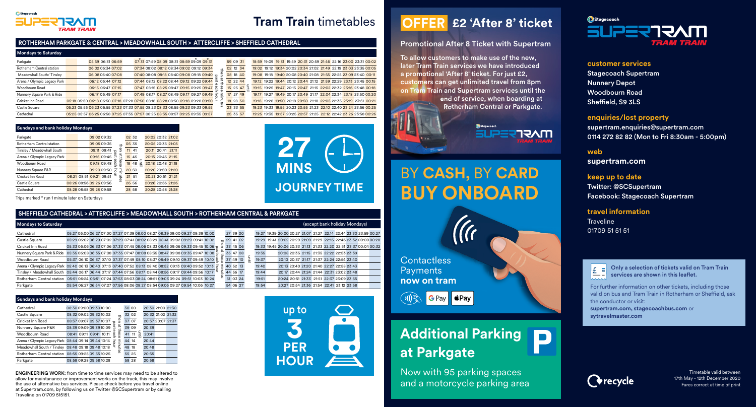# Tram Train timetables

## ROTHERHAM PARKGATE & CENTRAL > MEADOWHALL SOUTH > ATTERCLIFFE > SHEFFIELD CATHEDRAL

### Mondays to Saturday

| | | | | | | | | | | | | | | | | | | | | | | | | | | | | | | | | | | |
|---|---|---|---|---|---|---|---|---|---|---|---|---|---|---|---|---|---|---|---|---|---|---|---|---|---|---|---|---|---|---|---|---|---|---|
| Parkgate | | | 05:59 | 06:31 | 06:59 | | | 07:31* | 07:59 | 08:09 | 08:31 | 08:59 | 09:09* | 09:31 | then at these minutes past each hour | 59 | 09 | 31 | until | 18:59 | 19:09 | 19:31 | 19:59 | 20:31 | 20:59 | 21:46 | 22:16 | 23:00 | 23:31 | 00:02 |
| Rotherham Central station | | | 06:02 | 06:34 | 07:02 | | | 07:34 | 08:02 | 08:12 | 08:34 | 09:02 | 09:12 | 09:34 | | 02 | 12 | 34 | | 19:02 | 19:12 | 19:34 | 20:02 | 20:34 | 21:02 | 21:49 | 22:19 | 23:03 | 23:35 | 00:05 |
| Meadowhall South/ Tinsley | | | 06:08 | 06:40 | 07:08 | | | 07:40 | 08:08 | 08:18 | 08:40 | 09:08 | 09:18 | 09:40 | | 08 | 18 | 40 | | 19:08 | 19:18 | 19:40 | 20:08 | 20:40 | 21:08 | 21:55 | 22:25 | 23:09 | 23:40 | 00:11 |
| Arena / Olympic Legacy Park | | | 06:12 | 06:44 | 07:12 | | | 07:44 | 08:12 | 08:22 | 08:44 | 09:12 | 09:22 | 09:44 | | 12 | 22 | 44 | | 19:12 | 19:22 | 19:44 | 20:12 | 20:44 | 21:12 | 21:59 | 22:29 | 23:13 | 23:45 | 00:15 |
| Woodbourn Road | | | 06:15 | 06:47 | 07:15 | | | 07:47 | 08:15 | 08:25 | 08:47 | 09:15 | 09:25 | 09:47 | | 15 | 25 | 47 | | 19:15 | 19:25 | 19:47 | 20:15 | 20:47 | 21:15 | 22:02 | 22:32 | 23:16 | 23:48 | 00:18 |
| Nunnery Square Park & Ride | | | 06:17 | 06:49 | 07:17 | | | 07:49 | 08:17 | 08:27 | 08:49 | 09:17 | 09:27 | 09:49 | | 17 | 27 | 49 | | 19:17 | 19:27 | 19:49 | 20:17 | 20:49 | 21:17 | 22:04 | 22:34 | 23:18 | 23:50 | 00:20 |
| Cricket Inn Road | 05:18 | 05:50 | 06:18 | 06:50 | 07:18 | 07:28 | 07:50 | 08:18 | 08:28 | 08:50 | 09:18 | 09:28 | 09:50 | | | 18 | 28 | 50 | | 19:18 | 19:28 | 19:50 | 20:18 | 20:50 | 21:18 | 22:06 | 22:35 | 23:19 | 23:51 | 00:21 |
| Castle Square | 05:23 | 05:55 | 06:23 | 06:55 | 07:23 | 07:33 | 07:55 | 08:23 | 08:33 | 08:55 | 09:23 | 09:33 | 09:55 | | | 23 | 33 | 55 | | 19:23 | 19:33 | 19:55 | 20:23 | 20:55 | 21:23 | 22:10 | 22:40 | 23:24 | 23:56 | 00:25 |
| Cathedral | 05:25 | 05:57 | 06:25 | 06:58 | 07:25 | 07:35 | 07:57 | 08:25 | 08:35 | 08:57 | 09:25 | 09:35 | 09:57 | | | 25 | 35 | 57 | | 19:25 | 19:35 | 19:57 | 20:25 | 20:57 | 21:25 | 22:12 | 22:42 | 23:26 | 23:58 | 00:26 |

### Sundays and bank holiday Mondays

| | | | | | | | | | | | |
|---|---|---|---|---|---|---|---|---|---|---|---|
| Parkgate | | | 09:02 | 09:32 | then at these minutes past each hour | 02 | 32 | until | 20:02 | 20:32 | 21:02 |
| Rotherham Central station | | | 09:05 | 09:35 | | 05 | 35 | | 20:05 | 20:35 | 21:05 |
| Tinsley / Meadowhall South | | | 09:11 | 09:41 | | 11 | 41 | | 20:11 | 20:41 | 21:11 |
| Arena / Olympic Legacy Park | | | 09:15 | 09:45 | | 15 | 45 | | 20:15 | 20:45 | 21:15 |
| Woodbourn Road | | | 09:18 | 09:48 | | 18 | 48 | | 20:18 | 20:48 | 21:18 |
| Nunnery Square P&R | | | 09:20 | 09:50 | | 20 | 50 | | 20:20 | 20:50 | 21:20 |
| Cricket Inn Road | 08:21 | 08:51 | 09:21 | 09:51 | | 21 | 51 | | 20:21 | 20:51 | 21:21 |
| Castle Square | 08:26 | 08:56 | 09:26 | 09:56 | | 26 | 56 | | 20:26 | 20:56 | 21:26 |
| Cathedral | 08:28 | 08:58 | 09:28 | 09:58 | | 28 | 58 | | 20:28 | 20:58 | 21:28 |

Trips marked * run 1 minute later on Saturdays

**27 MINS JOURNEY TIME**

## SHEFFIELD CATHEDRAL > ATTERCLIFFE > MEADOWHALL SOUTH > ROTHERHAM CENTRAL & PARKGATE

### Mondays to Saturday (except bank holiday Mondays)

| | | | | | | | | | | | | | | | | | | | | | | | | | | | | | | | | | |
|---|---|---|---|---|---|---|---|---|---|---|---|---|---|---|---|---|---|---|---|---|---|---|---|---|---|---|---|---|---|---|---|---|---|
| Cathedral | 05:27 | 06:00 | 06:27 | 07:00 | 07:27 | 07:39 | 08:00 | 08:27 | 08:39 | 09:00 | 09:27 | 09:39 | 10:00 | then at these minutes past each hour | 27 | 39 | 00 | until | 19:27 | 19:39 | 20:00 | 20:27 | 21:07 | 21:27 | 22:14 | 22:44 | 23:30 | 23:59 | 00:27 |
| Castle Square | 05:29 | 06:02 | 06:29 | 07:02 | 07:29 | 07:41 | 08:02 | 08:29 | 08:41 | 09:02 | 09:29 | 09:41 | 10:02 | | 29 | 41 | 02 | | 19:29 | 19:41 | 20:02 | 20:29 | 21:09 | 21:29 | 22:16 | 22:46 | 23:32 | 00:00 | 00:28 |
| Cricket Inn Road | 05:33 | 06:06 | 06:33 | 07:06 | 07:33 | 07:45 | 08:06 | 08:33 | 08:45 | 09:06 | 09:33 | 09:45 | 10:06 | | 33 | 45 | 06 | | 19:33 | 19:45 | 20:06 | 20:33 | 21:13 | 21:33 | 22:20 | 22:51 | 23:37 | 00:04 | 00:32 |
| Nunnery Square Park & Ride | 05:35 | 06:08 | 06:35 | 07:08 | 07:35 | 07:47 | 08:08 | 08:35 | 08:47 | 09:08 | 09:35 | 09:47 | 10:08 | | 35 | 47 | 08 | | 19:35 | | 20:08 | 20:35 | 21:15 | 21:35 | 22:22 | 22:53 | 23:39 | | |
| Woodbourn Road | 05:37 | 06:10 | 06:37 | 07:10 | 07:37 | 07:49 | 08:10 | 08:37 | 08:49 | 09:10 | 09:37 | 09:49 | 10:10 | | 37 | 49 | 10 | | 19:37 | | 20:10 | 20:37 | 21:17 | 21:37 | 22:24 | 22:54 | 23:40 | | |
| Arena / Olympic Legacy Park | 05:40 | 06:13 | 06:40 | 07:13 | 07:40 | 07:52 | 08:13 | 08:40 | 08:52 | 09:13 | 09:40 | 09:52 | 10:13 | | 40 | 52 | 13 | | 19:40 | | 20:13 | 20:40 | 21:20 | 21:40 | 22:27 | 22:58 | 23:43 | | |
| Tinsley / Meadowhall South | 05:44 | 06:17 | 06:44 | 07:17 | 07:44 | 07:56 | 08:17 | 08:44 | 08:56 | 09:17 | 09:44 | 09:56 | 10:17 | | 44 | 56 | 17 | | 19:44 | | 20:17 | 20:44 | 21:24 | 21:44 | 22:31 | 23:02 | 23:48 | | |
| Rotherham Central station | 05:51 | 06:24 | 06:51 | 07:24 | 07:56 | 08:03 | 08:24 | 08:51 | 09:03 | 09:24 | 09:51 | 10:03 | 10:24 | | 51 | 03 | 24 | | 19:51 | | 20:24 | 20:51 | 21:33 | 21:51 | 22:37 | 23:09 | 23:55 | | |
| Parkgate | 05:54 | 06:27 | 06:54 | 07:27 | 07:56 | 08:06 | 08:27 | 08:54 | 09:06 | 09:27 | 09:54 | 10:06 | 10:27 | | 54 | 06 | 27 | | 19:54 | | 20:27 | 20:54 | 21:36 | 21:54 | 22:41 | 23:12 | 23:58 | | |

### Sundays and bank holiday Mondays

| | | | | | | | | | | | |
|---|---|---|---|---|---|---|---|---|---|---|---|
| Cathedral | 08:30 | 09:00 | 09:30 | 10:00 | then at these minutes past each hour | 30 | 00 | until | 20:30 | 21:00 | 21:30 |
| Castle Square | 08:32 | 09:02 | 09:32 | 10:02 | | 32 | 02 | | 20:32 | 21:02 | 21:32 |
| Cricket Inn Road | 08:37 | 09:07 | 09:37 | 10:07 | | 37 | 07 | | 20:37 | 20:07 | 21:37 |
| Nunnery Square P&R | 08:39 | 09:09 | 09:39 | 10:09 | | 39 | 09 | | 20:39 | | |
| Woodbourn Road | 08:41 | 09:11 | 09:41 | 10:11 | | 41 | 11 | | 20:41 | | |
| Arena / Olympic Legacy Park | 08:44 | 09:14 | 09:44 | 10:14 | | 44 | 14 | | 20:44 | | |
| Meadowhall South / Tinsley | 08:48 | 09:18 | 09:48 | 10:18 | | 48 | 18 | | 20:48 | | |
| Rotherham Central station | 08:55 | 09:25 | 09:55 | 10:25 | | 55 | 25 | | 20:55 | | |
| Parkgate | 08:58 | 09:28 | 09:58 | 10:28 | | 58 | 28 | | 20:58 | | |

**ENGINEERING WORK:** from time to time services may need to be altered to allow for maintanance or improvement works on the track, this may involve the use of alternative bus services. Please check before you travel online at Supertram.com, by following us on Twitter @SCSupertram or by calling Traveline on 01709 515151.

**up to 3 PER HOUR**

## OFFER £2 'After 8' ticket

**Promotional After 8 Ticket with Supertram**

**To allow customers to make use of the new, later Tram Train services we have introduced a promotional 'After 8' ticket. For just £2, customers can get unlimited travel from 8pm on Tram Train and Supertram services until the end of service, when boarding at Rotherham Central or Parkgate.**

# BY CASH, BY CARD BUY ONBOARD

Contactless Payments **now on tram**

G Pay | Pay

## Additional Parking at Parkgate

Now with 95 parking spaces and a motorcycle parking area

Stagecoach SUPERTRAM TRAM TRAIN

**customer services**

**Stagecoach Supertram**
**Nunnery Depot**
**Woodbourn Road**
**Sheffield, S9 3LS**

**enquiries/lost property**

**supertram.enquiries@supertram.com**
**0114 272 82 82 (Mon to Fri 8:30am - 5:00pm)**

**web**

**supertram.com**

**keep up to date**

**Twitter: @SCSupertram**
**Facebook: Stagecoach Supertram**

**travel information**

Traveline
01709 51 51 51

**Only a selection of tickets valid on Tram Train services are shown in this leaflet.**

For further information on other tickets, including those valid on bus and Tram Train in Rotherham or Sheffield, ask the conductor or visit:
**supertram.com, stagecoachbus.com** or **sytravelmaster.com**

recycle

Timetable valid between 17th May - 12th December 2020
Fares correct at time of print